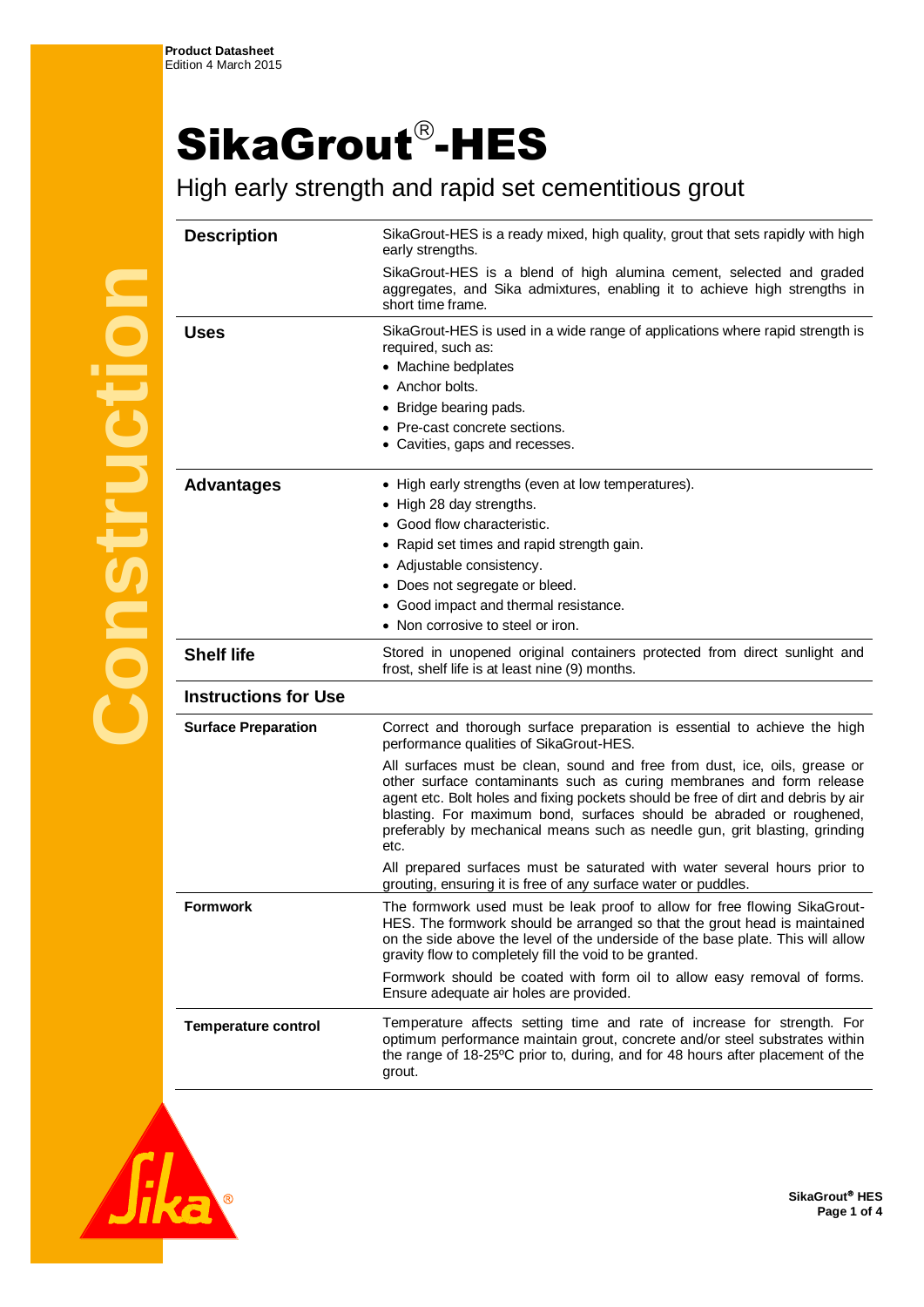**Product Datasheet**
Edition 4 March 2015

# SikaGrout®-HES

High early strength and rapid set cementitious grout

## Description

SikaGrout-HES is a ready mixed, high quality, grout that sets rapidly with high early strengths.

SikaGrout-HES is a blend of high alumina cement, selected and graded aggregates, and Sika admixtures, enabling it to achieve high strengths in short time frame.

## Uses

SikaGrout-HES is used in a wide range of applications where rapid strength is required, such as:

- Machine bedplates
- Anchor bolts.
- Bridge bearing pads.
- Pre-cast concrete sections.
- Cavities, gaps and recesses.

## Advantages

- High early strengths (even at low temperatures).
- High 28 day strengths.
- Good flow characteristic.
- Rapid set times and rapid strength gain.
- Adjustable consistency.
- Does not segregate or bleed.
- Good impact and thermal resistance.
- Non corrosive to steel or iron.

## Shelf life

Stored in unopened original containers protected from direct sunlight and frost, shelf life is at least nine (9) months.

## Instructions for Use

### Surface Preparation

Correct and thorough surface preparation is essential to achieve the high performance qualities of SikaGrout-HES.

All surfaces must be clean, sound and free from dust, ice, oils, grease or other surface contaminants such as curing membranes and form release agent etc. Bolt holes and fixing pockets should be free of dirt and debris by air blasting. For maximum bond, surfaces should be abraded or roughened, preferably by mechanical means such as needle gun, grit blasting, grinding etc.

All prepared surfaces must be saturated with water several hours prior to grouting, ensuring it is free of any surface water or puddles.

### Formwork

The formwork used must be leak proof to allow for free flowing SikaGrout-HES. The formwork should be arranged so that the grout head is maintained on the side above the level of the underside of the base plate. This will allow gravity flow to completely fill the void to be granted.

Formwork should be coated with form oil to allow easy removal of forms. Ensure adequate air holes are provided.

### Temperature control

Temperature affects setting time and rate of increase for strength. For optimum performance maintain grout, concrete and/or steel substrates within the range of 18-25ºC prior to, during, and for 48 hours after placement of the grout.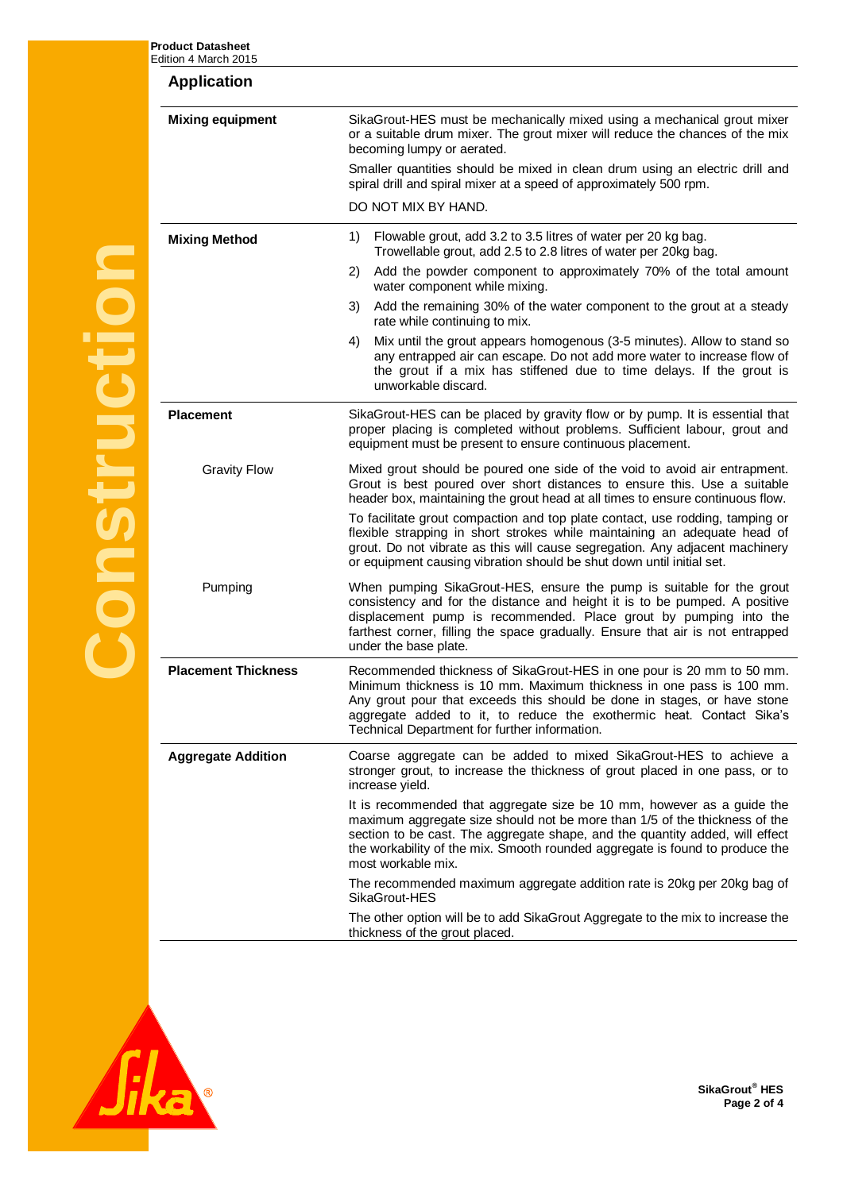## Application

| | |
|---|---|
| **Mixing equipment** | SikaGrout-HES must be mechanically mixed using a mechanical grout mixer or a suitable drum mixer. The grout mixer will reduce the chances of the mix becoming lumpy or aerated.<br><br>Smaller quantities should be mixed in clean drum using an electric drill and spiral drill and spiral mixer at a speed of approximately 500 rpm.<br><br>DO NOT MIX BY HAND. |
| **Mixing Method** | 1) Flowable grout, add 3.2 to 3.5 litres of water per 20 kg bag. Trowellable grout, add 2.5 to 2.8 litres of water per 20kg bag.<br><br>2) Add the powder component to approximately 70% of the total amount water component while mixing.<br><br>3) Add the remaining 30% of the water component to the grout at a steady rate while continuing to mix.<br><br>4) Mix until the grout appears homogenous (3-5 minutes). Allow to stand so any entrapped air can escape. Do not add more water to increase flow of the grout if a mix has stiffened due to time delays. If the grout is unworkable discard. |
| **Placement** | SikaGrout-HES can be placed by gravity flow or by pump. It is essential that proper placing is completed without problems. Sufficient labour, grout and equipment must be present to ensure continuous placement. |
| Gravity Flow | Mixed grout should be poured one side of the void to avoid air entrapment. Grout is best poured over short distances to ensure this. Use a suitable header box, maintaining the grout head at all times to ensure continuous flow.<br><br>To facilitate grout compaction and top plate contact, use rodding, tamping or flexible strapping in short strokes while maintaining an adequate head of grout. Do not vibrate as this will cause segregation. Any adjacent machinery or equipment causing vibration should be shut down until initial set. |
| Pumping | When pumping SikaGrout-HES, ensure the pump is suitable for the grout consistency and for the distance and height it is to be pumped. A positive displacement pump is recommended. Place grout by pumping into the farthest corner, filling the space gradually. Ensure that air is not entrapped under the base plate. |
| **Placement Thickness** | Recommended thickness of SikaGrout-HES in one pour is 20 mm to 50 mm. Minimum thickness is 10 mm. Maximum thickness in one pass is 100 mm. Any grout pour that exceeds this should be done in stages, or have stone aggregate added to it, to reduce the exothermic heat. Contact Sika's Technical Department for further information. |
| **Aggregate Addition** | Coarse aggregate can be added to mixed SikaGrout-HES to achieve a stronger grout, to increase the thickness of grout placed in one pass, or to increase yield.<br><br>It is recommended that aggregate size be 10 mm, however as a guide the maximum aggregate size should not be more than 1/5 of the thickness of the section to be cast. The aggregate shape, and the quantity added, will effect the workability of the mix. Smooth rounded aggregate is found to produce the most workable mix.<br><br>The recommended maximum aggregate addition rate is 20kg per 20kg bag of SikaGrout-HES<br><br>The other option will be to add SikaGrout Aggregate to the mix to increase the thickness of the grout placed. |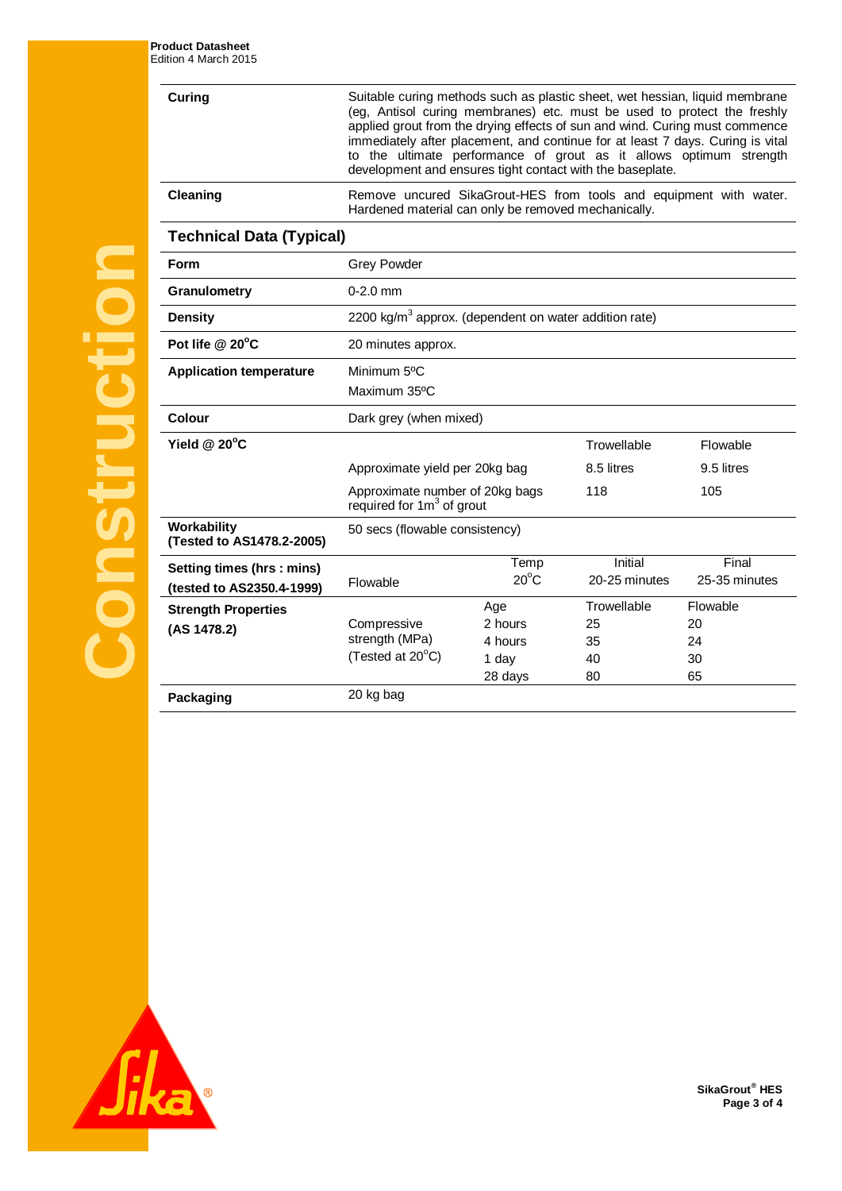| | |
|---|---|
| **Curing** | Suitable curing methods such as plastic sheet, wet hessian, liquid membrane (eg, Antisol curing membranes) etc. must be used to protect the freshly applied grout from the drying effects of sun and wind. Curing must commence immediately after placement, and continue for at least 7 days. Curing is vital to the ultimate performance of grout as it allows optimum strength development and ensures tight contact with the baseplate. |
| **Cleaning** | Remove uncured SikaGrout-HES from tools and equipment with water. Hardened material can only be removed mechanically. |

## Technical Data (Typical)

| | | | | |
|---|---|---|---|---|
| **Form** | Grey Powder | | | |
| **Granulometry** | 0-2.0 mm | | | |
| **Density** | 2200 kg/m$^3$ approx. (dependent on water addition rate) | | | |
| **Pot life @ 20°C** | 20 minutes approx. | | | |
| **Application temperature** | Minimum 5ºC<br>Maximum 35ºC | | | |
| **Colour** | Dark grey (when mixed) | | | |
| **Yield @ 20°C** | | | Trowellable | Flowable |
| | Approximate yield per 20kg bag | | 8.5 litres | 9.5 litres |
| | Approximate number of 20kg bags required for 1m$^3$ of grout | | 118 | 105 |
| **Workability (Tested to AS1478.2-2005)** | 50 secs (flowable consistency) | | | |
| **Setting times (hrs : mins) (tested to AS2350.4-1999)** | Flowable | Temp 20°C | Initial 20-25 minutes | Final 25-35 minutes |
| **Strength Properties (AS 1478.2)** | Compressive strength (MPa) (Tested at 20°C) | Age | Trowellable | Flowable |
| | | 2 hours | 25 | 20 |
| | | 4 hours | 35 | 24 |
| | | 1 day | 40 | 30 |
| | | 28 days | 80 | 65 |
| **Packaging** | 20 kg bag | | | |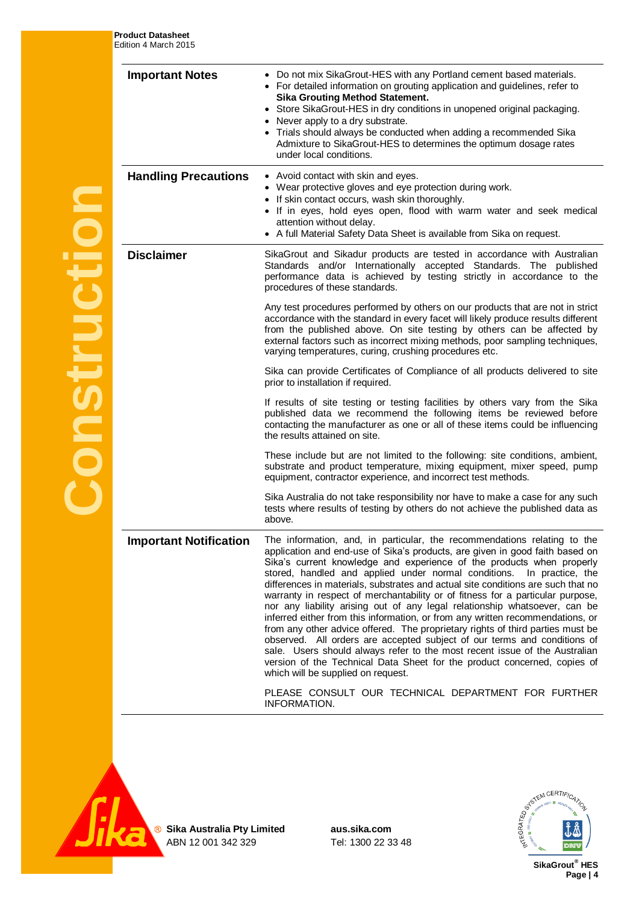## Important Notes

- Do not mix SikaGrout-HES with any Portland cement based materials.
- For detailed information on grouting application and guidelines, refer to **Sika Grouting Method Statement.**
- Store SikaGrout-HES in dry conditions in unopened original packaging.
- Never apply to a dry substrate.
- Trials should always be conducted when adding a recommended Sika Admixture to SikaGrout-HES to determines the optimum dosage rates under local conditions.

## Handling Precautions

- Avoid contact with skin and eyes.
- Wear protective gloves and eye protection during work.
- If skin contact occurs, wash skin thoroughly.
- If in eyes, hold eyes open, flood with warm water and seek medical attention without delay.
- A full Material Safety Data Sheet is available from Sika on request.

## Disclaimer

SikaGrout and Sikadur products are tested in accordance with Australian Standards and/or Internationally accepted Standards. The published performance data is achieved by testing strictly in accordance to the procedures of these standards.

Any test procedures performed by others on our products that are not in strict accordance with the standard in every facet will likely produce results different from the published above. On site testing by others can be affected by external factors such as incorrect mixing methods, poor sampling techniques, varying temperatures, curing, crushing procedures etc.

Sika can provide Certificates of Compliance of all products delivered to site prior to installation if required.

If results of site testing or testing facilities by others vary from the Sika published data we recommend the following items be reviewed before contacting the manufacturer as one or all of these items could be influencing the results attained on site.

These include but are not limited to the following: site conditions, ambient, substrate and product temperature, mixing equipment, mixer speed, pump equipment, contractor experience, and incorrect test methods.

Sika Australia do not take responsibility nor have to make a case for any such tests where results of testing by others do not achieve the published data as above.

## Important Notification

The information, and, in particular, the recommendations relating to the application and end-use of Sika's products, are given in good faith based on Sika's current knowledge and experience of the products when properly stored, handled and applied under normal conditions. In practice, the differences in materials, substrates and actual site conditions are such that no warranty in respect of merchantability or of fitness for a particular purpose, nor any liability arising out of any legal relationship whatsoever, can be inferred either from this information, or from any written recommendations, or from any other advice offered. The proprietary rights of third parties must be observed. All orders are accepted subject of our terms and conditions of sale. Users should always refer to the most recent issue of the Australian version of the Technical Data Sheet for the product concerned, copies of which will be supplied on request.

PLEASE CONSULT OUR TECHNICAL DEPARTMENT FOR FURTHER INFORMATION.

**Sika Australia Pty Limited**
ABN 12 001 342 329

**aus.sika.com**
Tel: 1300 22 33 48